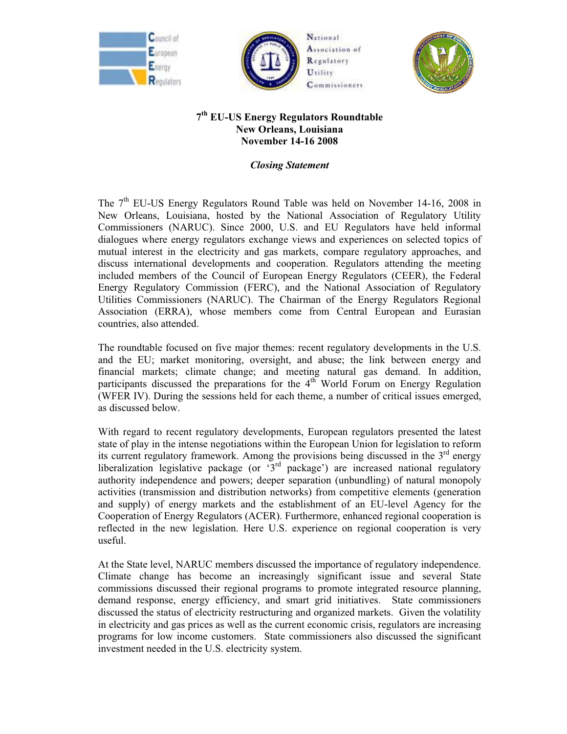**7th EU-US Energy Regulators Roundtable**
**New Orleans, Louisiana**
**November 14-16 2008**

*Closing Statement*

The 7th EU-US Energy Regulators Round Table was held on November 14-16, 2008 in New Orleans, Louisiana, hosted by the National Association of Regulatory Utility Commissioners (NARUC). Since 2000, U.S. and EU Regulators have held informal dialogues where energy regulators exchange views and experiences on selected topics of mutual interest in the electricity and gas markets, compare regulatory approaches, and discuss international developments and cooperation. Regulators attending the meeting included members of the Council of European Energy Regulators (CEER), the Federal Energy Regulatory Commission (FERC), and the National Association of Regulatory Utilities Commissioners (NARUC). The Chairman of the Energy Regulators Regional Association (ERRA), whose members come from Central European and Eurasian countries, also attended.

The roundtable focused on five major themes: recent regulatory developments in the U.S. and the EU; market monitoring, oversight, and abuse; the link between energy and financial markets; climate change; and meeting natural gas demand. In addition, participants discussed the preparations for the 4th World Forum on Energy Regulation (WFER IV). During the sessions held for each theme, a number of critical issues emerged, as discussed below.

With regard to recent regulatory developments, European regulators presented the latest state of play in the intense negotiations within the European Union for legislation to reform its current regulatory framework. Among the provisions being discussed in the 3rd energy liberalization legislative package (or '3rd package') are increased national regulatory authority independence and powers; deeper separation (unbundling) of natural monopoly activities (transmission and distribution networks) from competitive elements (generation and supply) of energy markets and the establishment of an EU-level Agency for the Cooperation of Energy Regulators (ACER). Furthermore, enhanced regional cooperation is reflected in the new legislation. Here U.S. experience on regional cooperation is very useful.

At the State level, NARUC members discussed the importance of regulatory independence. Climate change has become an increasingly significant issue and several State commissions discussed their regional programs to promote integrated resource planning, demand response, energy efficiency, and smart grid initiatives. State commissioners discussed the status of electricity restructuring and organized markets. Given the volatility in electricity and gas prices as well as the current economic crisis, regulators are increasing programs for low income customers. State commissioners also discussed the significant investment needed in the U.S. electricity system.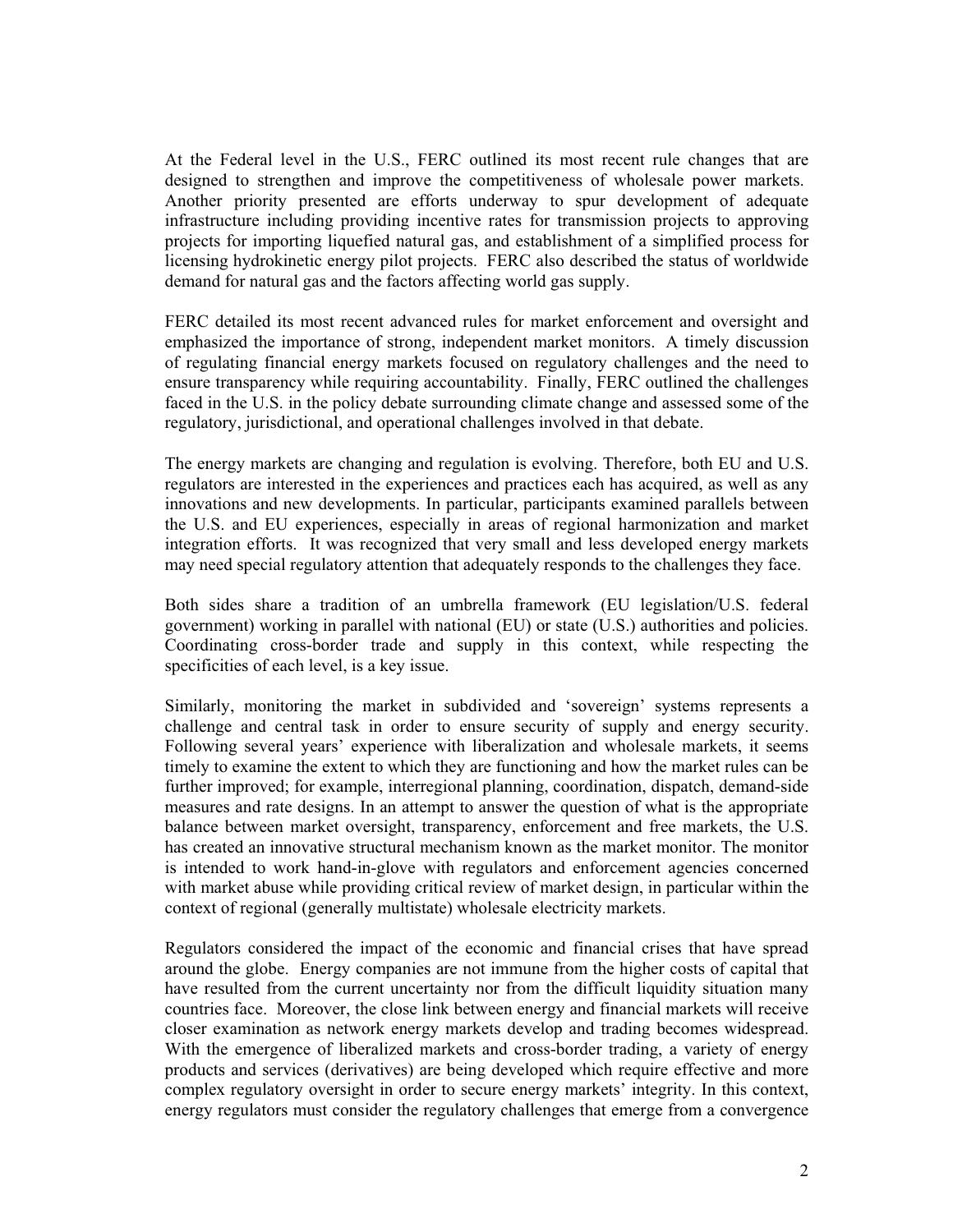At the Federal level in the U.S., FERC outlined its most recent rule changes that are designed to strengthen and improve the competitiveness of wholesale power markets. Another priority presented are efforts underway to spur development of adequate infrastructure including providing incentive rates for transmission projects to approving projects for importing liquefied natural gas, and establishment of a simplified process for licensing hydrokinetic energy pilot projects. FERC also described the status of worldwide demand for natural gas and the factors affecting world gas supply.

FERC detailed its most recent advanced rules for market enforcement and oversight and emphasized the importance of strong, independent market monitors. A timely discussion of regulating financial energy markets focused on regulatory challenges and the need to ensure transparency while requiring accountability. Finally, FERC outlined the challenges faced in the U.S. in the policy debate surrounding climate change and assessed some of the regulatory, jurisdictional, and operational challenges involved in that debate.

The energy markets are changing and regulation is evolving. Therefore, both EU and U.S. regulators are interested in the experiences and practices each has acquired, as well as any innovations and new developments. In particular, participants examined parallels between the U.S. and EU experiences, especially in areas of regional harmonization and market integration efforts. It was recognized that very small and less developed energy markets may need special regulatory attention that adequately responds to the challenges they face.

Both sides share a tradition of an umbrella framework (EU legislation/U.S. federal government) working in parallel with national (EU) or state (U.S.) authorities and policies. Coordinating cross-border trade and supply in this context, while respecting the specificities of each level, is a key issue.

Similarly, monitoring the market in subdivided and 'sovereign' systems represents a challenge and central task in order to ensure security of supply and energy security. Following several years' experience with liberalization and wholesale markets, it seems timely to examine the extent to which they are functioning and how the market rules can be further improved; for example, interregional planning, coordination, dispatch, demand-side measures and rate designs. In an attempt to answer the question of what is the appropriate balance between market oversight, transparency, enforcement and free markets, the U.S. has created an innovative structural mechanism known as the market monitor. The monitor is intended to work hand-in-glove with regulators and enforcement agencies concerned with market abuse while providing critical review of market design, in particular within the context of regional (generally multistate) wholesale electricity markets.

Regulators considered the impact of the economic and financial crises that have spread around the globe. Energy companies are not immune from the higher costs of capital that have resulted from the current uncertainty nor from the difficult liquidity situation many countries face. Moreover, the close link between energy and financial markets will receive closer examination as network energy markets develop and trading becomes widespread. With the emergence of liberalized markets and cross-border trading, a variety of energy products and services (derivatives) are being developed which require effective and more complex regulatory oversight in order to secure energy markets' integrity. In this context, energy regulators must consider the regulatory challenges that emerge from a convergence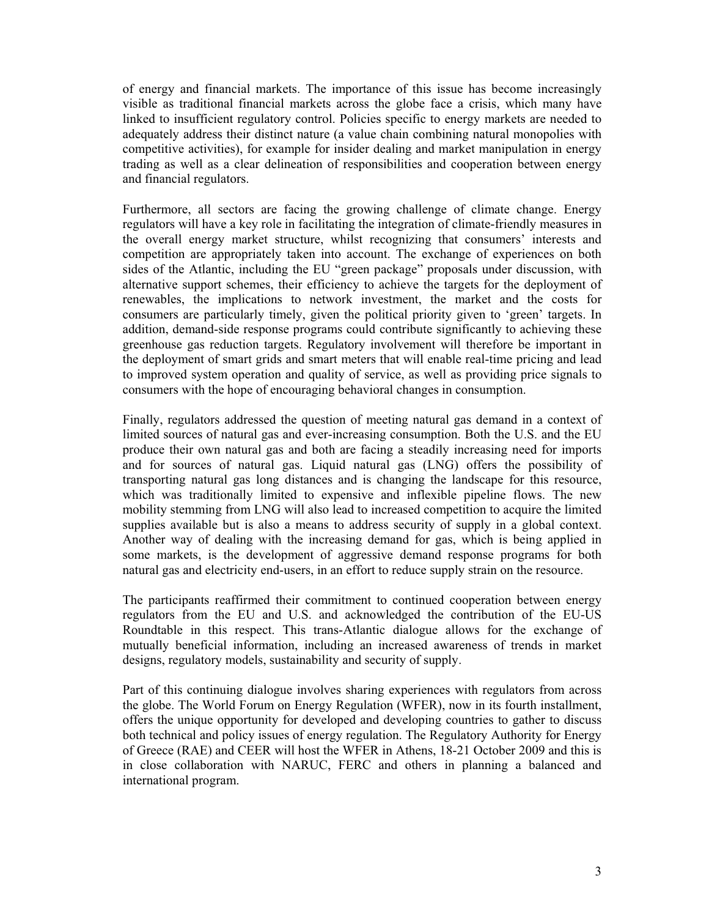of energy and financial markets. The importance of this issue has become increasingly visible as traditional financial markets across the globe face a crisis, which many have linked to insufficient regulatory control. Policies specific to energy markets are needed to adequately address their distinct nature (a value chain combining natural monopolies with competitive activities), for example for insider dealing and market manipulation in energy trading as well as a clear delineation of responsibilities and cooperation between energy and financial regulators.

Furthermore, all sectors are facing the growing challenge of climate change. Energy regulators will have a key role in facilitating the integration of climate-friendly measures in the overall energy market structure, whilst recognizing that consumers' interests and competition are appropriately taken into account. The exchange of experiences on both sides of the Atlantic, including the EU "green package" proposals under discussion, with alternative support schemes, their efficiency to achieve the targets for the deployment of renewables, the implications to network investment, the market and the costs for consumers are particularly timely, given the political priority given to 'green' targets. In addition, demand-side response programs could contribute significantly to achieving these greenhouse gas reduction targets. Regulatory involvement will therefore be important in the deployment of smart grids and smart meters that will enable real-time pricing and lead to improved system operation and quality of service, as well as providing price signals to consumers with the hope of encouraging behavioral changes in consumption.

Finally, regulators addressed the question of meeting natural gas demand in a context of limited sources of natural gas and ever-increasing consumption. Both the U.S. and the EU produce their own natural gas and both are facing a steadily increasing need for imports and for sources of natural gas. Liquid natural gas (LNG) offers the possibility of transporting natural gas long distances and is changing the landscape for this resource, which was traditionally limited to expensive and inflexible pipeline flows. The new mobility stemming from LNG will also lead to increased competition to acquire the limited supplies available but is also a means to address security of supply in a global context. Another way of dealing with the increasing demand for gas, which is being applied in some markets, is the development of aggressive demand response programs for both natural gas and electricity end-users, in an effort to reduce supply strain on the resource.

The participants reaffirmed their commitment to continued cooperation between energy regulators from the EU and U.S. and acknowledged the contribution of the EU-US Roundtable in this respect. This trans-Atlantic dialogue allows for the exchange of mutually beneficial information, including an increased awareness of trends in market designs, regulatory models, sustainability and security of supply.

Part of this continuing dialogue involves sharing experiences with regulators from across the globe. The World Forum on Energy Regulation (WFER), now in its fourth installment, offers the unique opportunity for developed and developing countries to gather to discuss both technical and policy issues of energy regulation. The Regulatory Authority for Energy of Greece (RAE) and CEER will host the WFER in Athens, 18-21 October 2009 and this is in close collaboration with NARUC, FERC and others in planning a balanced and international program.